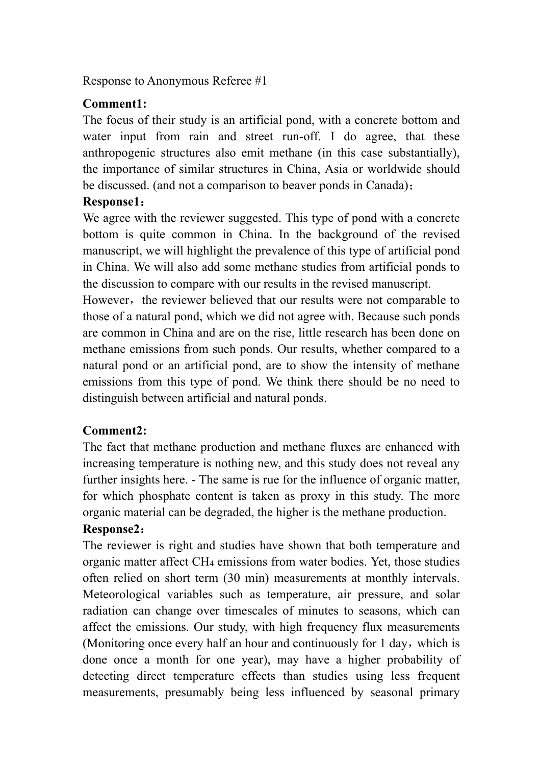Response to Anonymous Referee #1

**Comment1:**

The focus of their study is an artificial pond, with a concrete bottom and water input from rain and street run-off. I do agree, that these anthropogenic structures also emit methane (in this case substantially), the importance of similar structures in China, Asia or worldwide should be discussed. (and not a comparison to beaver ponds in Canada)；

**Response1：**

We agree with the reviewer suggested. This type of pond with a concrete bottom is quite common in China. In the background of the revised manuscript, we will highlight the prevalence of this type of artificial pond in China. We will also add some methane studies from artificial ponds to the discussion to compare with our results in the revised manuscript.

However，the reviewer believed that our results were not comparable to those of a natural pond, which we did not agree with. Because such ponds are common in China and are on the rise, little research has been done on methane emissions from such ponds. Our results, whether compared to a natural pond or an artificial pond, are to show the intensity of methane emissions from this type of pond. We think there should be no need to distinguish between artificial and natural ponds.

**Comment2:**

The fact that methane production and methane fluxes are enhanced with increasing temperature is nothing new, and this study does not reveal any further insights here. - The same is rue for the influence of organic matter, for which phosphate content is taken as proxy in this study. The more organic material can be degraded, the higher is the methane production.

**Response2：**

The reviewer is right and studies have shown that both temperature and organic matter affect $CH_4$ emissions from water bodies. Yet, those studies often relied on short term (30 min) measurements at monthly intervals. Meteorological variables such as temperature, air pressure, and solar radiation can change over timescales of minutes to seasons, which can affect the emissions. Our study, with high frequency flux measurements (Monitoring once every half an hour and continuously for 1 day，which is done once a month for one year), may have a higher probability of detecting direct temperature effects than studies using less frequent measurements, presumably being less influenced by seasonal primary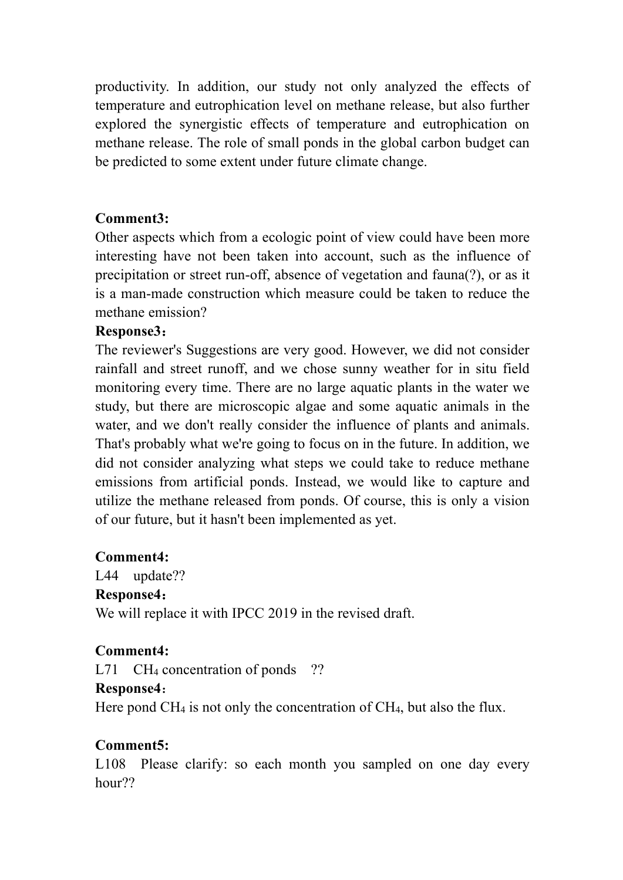productivity. In addition, our study not only analyzed the effects of temperature and eutrophication level on methane release, but also further explored the synergistic effects of temperature and eutrophication on methane release. The role of small ponds in the global carbon budget can be predicted to some extent under future climate change.

**Comment3:**

Other aspects which from a ecologic point of view could have been more interesting have not been taken into account, such as the influence of precipitation or street run-off, absence of vegetation and fauna(?), or as it is a man-made construction which measure could be taken to reduce the methane emission?

**Response3：**

The reviewer's Suggestions are very good. However, we did not consider rainfall and street runoff, and we chose sunny weather for in situ field monitoring every time. There are no large aquatic plants in the water we study, but there are microscopic algae and some aquatic animals in the water, and we don't really consider the influence of plants and animals. That's probably what we're going to focus on in the future. In addition, we did not consider analyzing what steps we could take to reduce methane emissions from artificial ponds. Instead, we would like to capture and utilize the methane released from ponds. Of course, this is only a vision of our future, but it hasn't been implemented as yet.

**Comment4:**

L44 update??

**Response4：**

We will replace it with IPCC 2019 in the revised draft.

**Comment4:**

L71 $CH_4$ concentration of ponds ??

**Response4：**

Here pond $CH_4$ is not only the concentration of $CH_4$, but also the flux.

**Comment5:**

L108 Please clarify: so each month you sampled on one day every hour??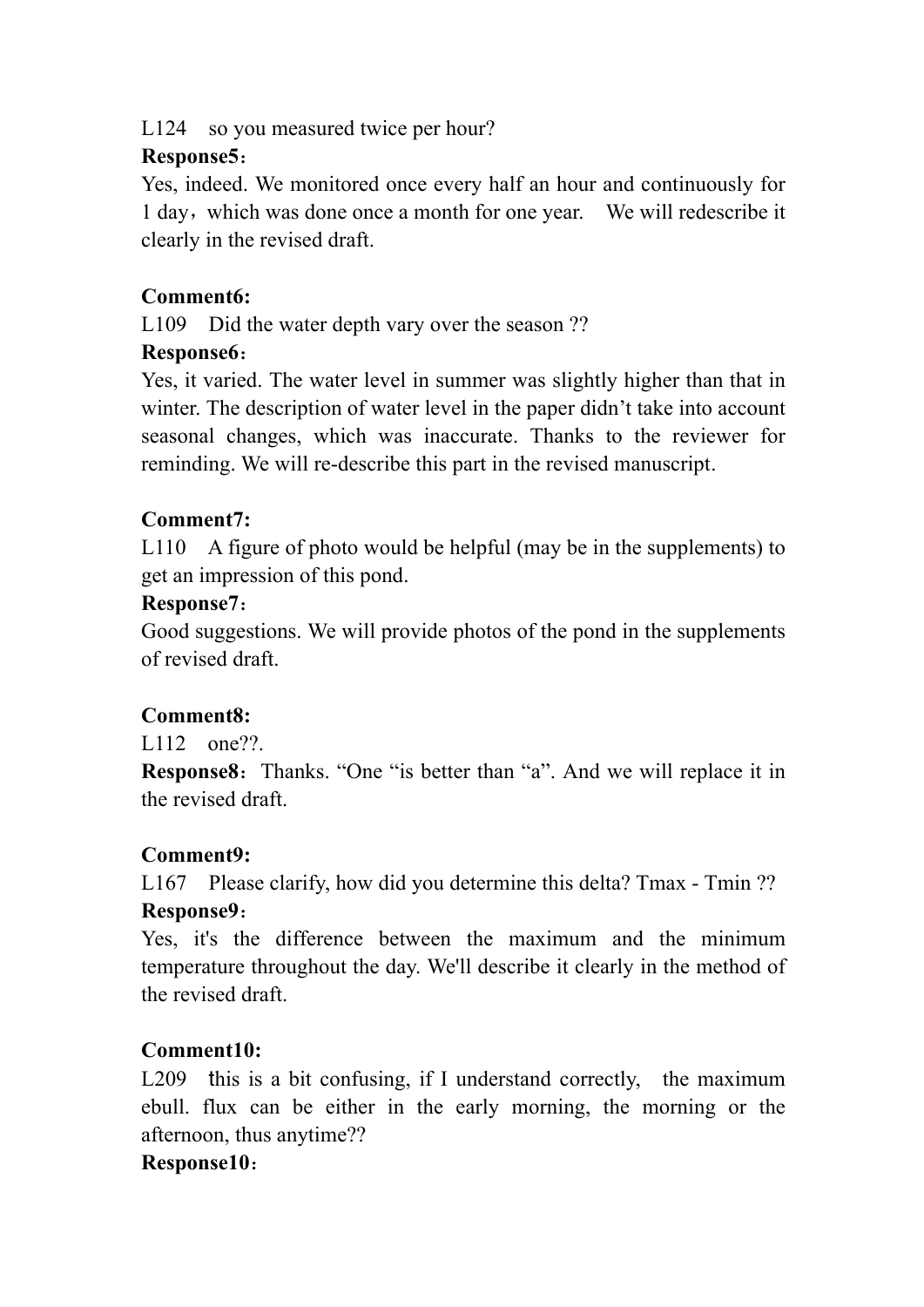L124　so you measured twice per hour?

**Response5**：

Yes, indeed. We monitored once every half an hour and continuously for 1 day，which was done once a month for one year.　We will redescribe it clearly in the revised draft.

**Comment6:**

L109　Did the water depth vary over the season ??

**Response6**：

Yes, it varied. The water level in summer was slightly higher than that in winter. The description of water level in the paper didn't take into account seasonal changes, which was inaccurate. Thanks to the reviewer for reminding. We will re-describe this part in the revised manuscript.

**Comment7:**

L110　A figure of photo would be helpful (may be in the supplements) to get an impression of this pond.

**Response7**：

Good suggestions. We will provide photos of the pond in the supplements of revised draft.

**Comment8:**

L112　one??.

**Response8**：Thanks. "One "is better than "a". And we will replace it in the revised draft.

**Comment9:**

L167　Please clarify, how did you determine this delta? Tmax - Tmin ??

**Response9**：

Yes, it's the difference between the maximum and the minimum temperature throughout the day. We'll describe it clearly in the method of the revised draft.

**Comment10:**

L209　this is a bit confusing, if I understand correctly,　the maximum ebull. flux can be either in the early morning, the morning or the afternoon, thus anytime??

**Response10**：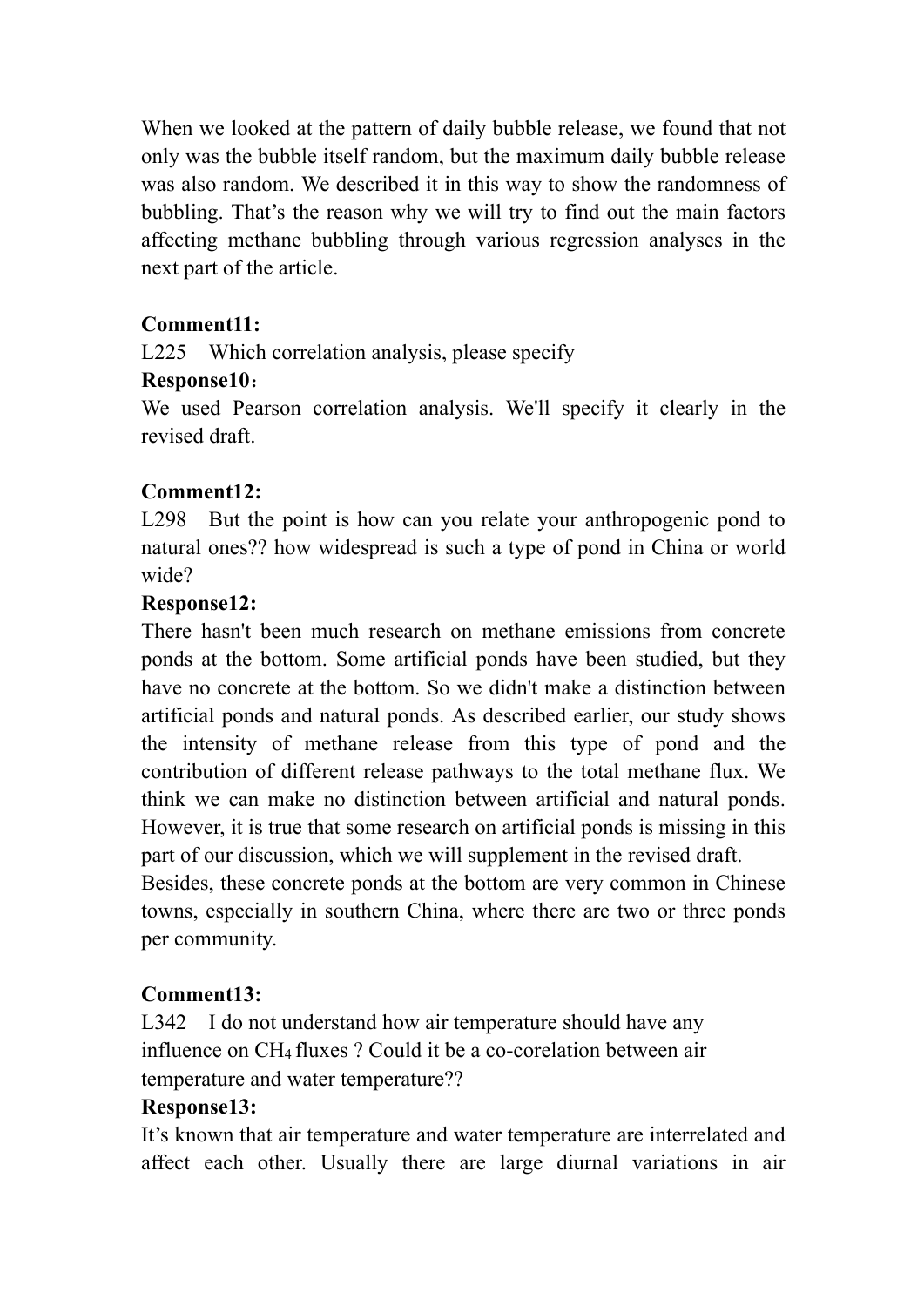When we looked at the pattern of daily bubble release, we found that not only was the bubble itself random, but the maximum daily bubble release was also random. We described it in this way to show the randomness of bubbling. That's the reason why we will try to find out the main factors affecting methane bubbling through various regression analyses in the next part of the article.

**Comment11:**

L225 Which correlation analysis, please specify

**Response10：**

We used Pearson correlation analysis. We'll specify it clearly in the revised draft.

**Comment12:**

L298 But the point is how can you relate your anthropogenic pond to natural ones?? how widespread is such a type of pond in China or world wide?

**Response12:**

There hasn't been much research on methane emissions from concrete ponds at the bottom. Some artificial ponds have been studied, but they have no concrete at the bottom. So we didn't make a distinction between artificial ponds and natural ponds. As described earlier, our study shows the intensity of methane release from this type of pond and the contribution of different release pathways to the total methane flux. We think we can make no distinction between artificial and natural ponds. However, it is true that some research on artificial ponds is missing in this part of our discussion, which we will supplement in the revised draft.

Besides, these concrete ponds at the bottom are very common in Chinese towns, especially in southern China, where there are two or three ponds per community.

**Comment13:**

L342 I do not understand how air temperature should have any influence on $CH_4$ fluxes ? Could it be a co-corelation between air temperature and water temperature??

**Response13:**

It's known that air temperature and water temperature are interrelated and affect each other. Usually there are large diurnal variations in air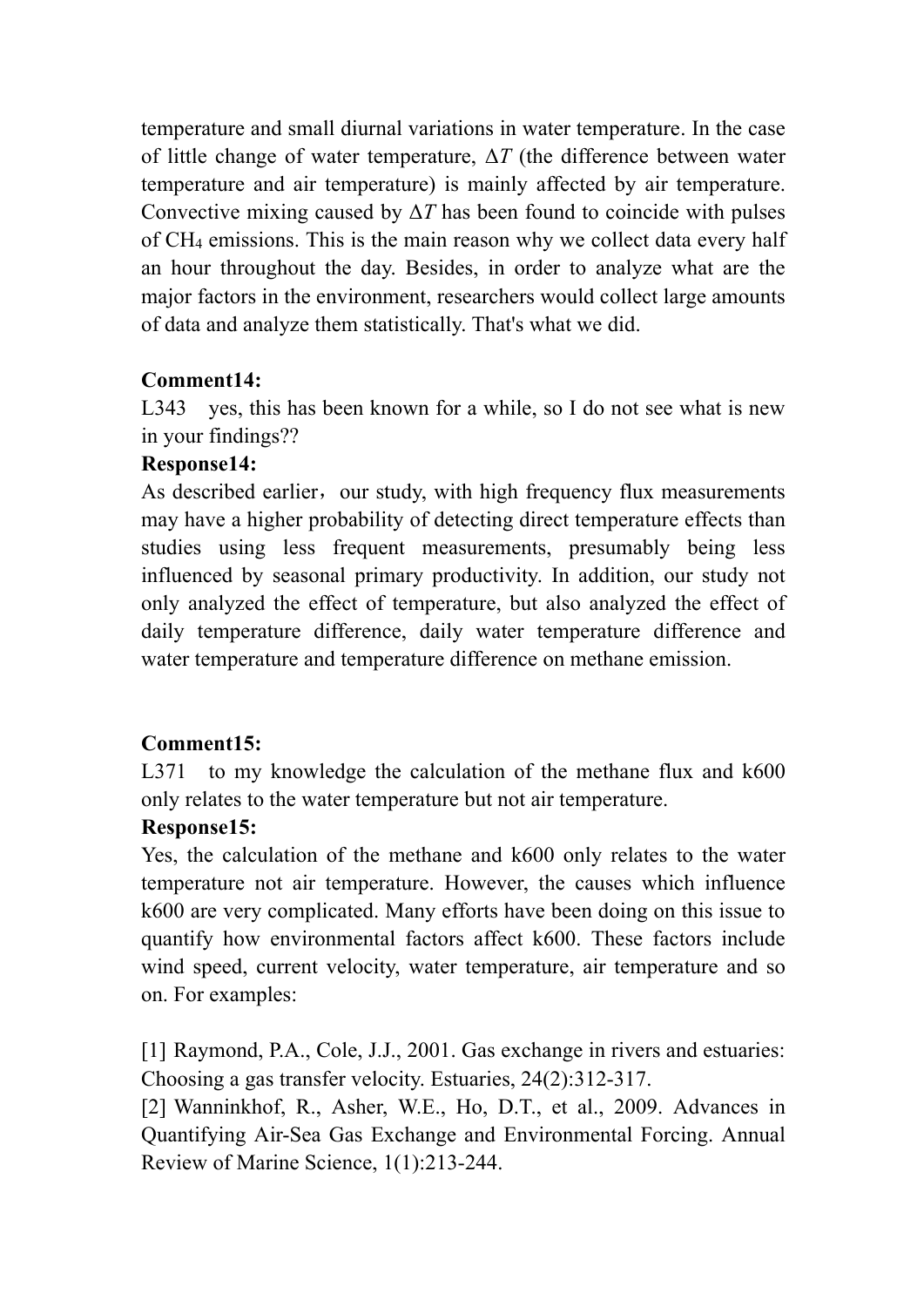temperature and small diurnal variations in water temperature. In the case of little change of water temperature, $\Delta T$ (the difference between water temperature and air temperature) is mainly affected by air temperature. Convective mixing caused by $\Delta T$ has been found to coincide with pulses of $CH_4$ emissions. This is the main reason why we collect data every half an hour throughout the day. Besides, in order to analyze what are the major factors in the environment, researchers would collect large amounts of data and analyze them statistically. That's what we did.

**Comment14:**

L343 yes, this has been known for a while, so I do not see what is new in your findings??

**Response14:**

As described earlier，our study, with high frequency flux measurements may have a higher probability of detecting direct temperature effects than studies using less frequent measurements, presumably being less influenced by seasonal primary productivity. In addition, our study not only analyzed the effect of temperature, but also analyzed the effect of daily temperature difference, daily water temperature difference and water temperature and temperature difference on methane emission.

**Comment15:**

L371 to my knowledge the calculation of the methane flux and k600 only relates to the water temperature but not air temperature.

**Response15:**

Yes, the calculation of the methane and k600 only relates to the water temperature not air temperature. However, the causes which influence k600 are very complicated. Many efforts have been doing on this issue to quantify how environmental factors affect k600. These factors include wind speed, current velocity, water temperature, air temperature and so on. For examples:

[1] Raymond, P.A., Cole, J.J., 2001. Gas exchange in rivers and estuaries: Choosing a gas transfer velocity. Estuaries, 24(2):312-317.

[2] Wanninkhof, R., Asher, W.E., Ho, D.T., et al., 2009. Advances in Quantifying Air-Sea Gas Exchange and Environmental Forcing. Annual Review of Marine Science, 1(1):213-244.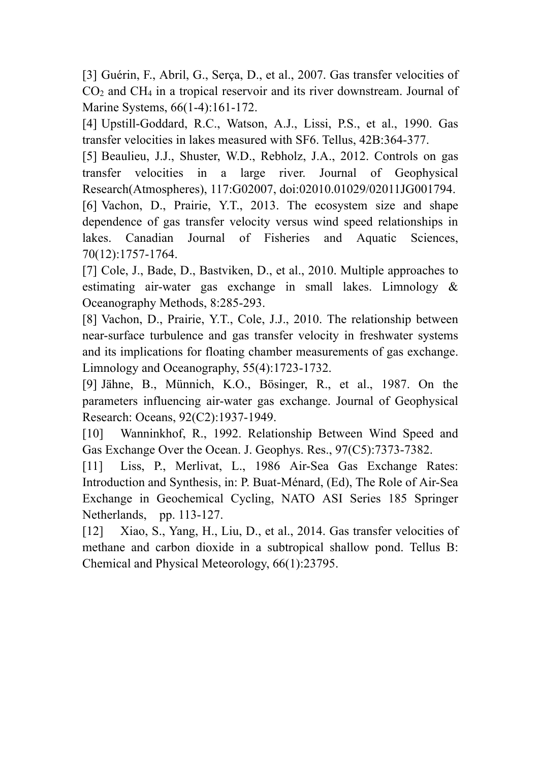[3] Guérin, F., Abril, G., Serça, D., et al., 2007. Gas transfer velocities of $CO_2$ and $CH_4$ in a tropical reservoir and its river downstream. Journal of Marine Systems, 66(1-4):161-172.

[4] Upstill-Goddard, R.C., Watson, A.J., Lissi, P.S., et al., 1990. Gas transfer velocities in lakes measured with SF6. Tellus, 42B:364-377.

[5] Beaulieu, J.J., Shuster, W.D., Rebholz, J.A., 2012. Controls on gas transfer velocities in a large river. Journal of Geophysical Research(Atmospheres), 117:G02007, doi:02010.01029/02011JG001794.

[6] Vachon, D., Prairie, Y.T., 2013. The ecosystem size and shape dependence of gas transfer velocity versus wind speed relationships in lakes. Canadian Journal of Fisheries and Aquatic Sciences, 70(12):1757-1764.

[7] Cole, J., Bade, D., Bastviken, D., et al., 2010. Multiple approaches to estimating air-water gas exchange in small lakes. Limnology & Oceanography Methods, 8:285-293.

[8] Vachon, D., Prairie, Y.T., Cole, J.J., 2010. The relationship between near-surface turbulence and gas transfer velocity in freshwater systems and its implications for floating chamber measurements of gas exchange. Limnology and Oceanography, 55(4):1723-1732.

[9] Jähne, B., Münnich, K.O., Bösinger, R., et al., 1987. On the parameters influencing air-water gas exchange. Journal of Geophysical Research: Oceans, 92(C2):1937-1949.

[10] Wanninkhof, R., 1992. Relationship Between Wind Speed and Gas Exchange Over the Ocean. J. Geophys. Res., 97(C5):7373-7382.

[11] Liss, P., Merlivat, L., 1986 Air-Sea Gas Exchange Rates: Introduction and Synthesis, in: P. Buat-Ménard, (Ed), The Role of Air-Sea Exchange in Geochemical Cycling, NATO ASI Series 185 Springer Netherlands, pp. 113-127.

[12] Xiao, S., Yang, H., Liu, D., et al., 2014. Gas transfer velocities of methane and carbon dioxide in a subtropical shallow pond. Tellus B: Chemical and Physical Meteorology, 66(1):23795.